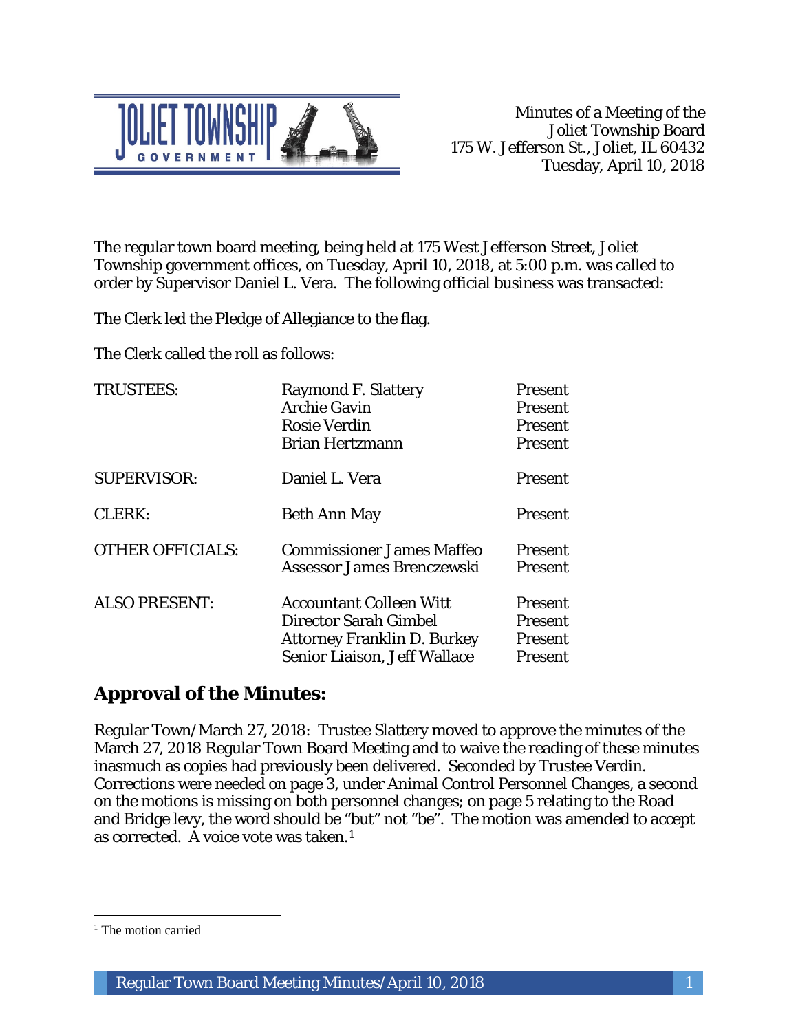Minutes of a Meeting of the
Joliet Township Board
175 W. Jefferson St., Joliet, IL 60432
Tuesday, April 10, 2018

The regular town board meeting, being held at 175 West Jefferson Street, Joliet Township government offices, on Tuesday, April 10, 2018, at 5:00 p.m. was called to order by Supervisor Daniel L. Vera. The following official business was transacted:

The Clerk led the Pledge of Allegiance to the flag.

The Clerk called the roll as follows:

| | | |
|---|---|---|
| TRUSTEES: | Raymond F. Slattery | Present |
| | Archie Gavin | Present |
| | Rosie Verdin | Present |
| | Brian Hertzmann | Present |
| SUPERVISOR: | Daniel L. Vera | Present |
| CLERK: | Beth Ann May | Present |
| OTHER OFFICIALS: | Commissioner James Maffeo | Present |
| | Assessor James Brenczewski | Present |
| ALSO PRESENT: | Accountant Colleen Witt | Present |
| | Director Sarah Gimbel | Present |
| | Attorney Franklin D. Burkey | Present |
| | Senior Liaison, Jeff Wallace | Present |

## Approval of the Minutes:

Regular Town/March 27, 2018: Trustee Slattery moved to approve the minutes of the March 27, 2018 Regular Town Board Meeting and to waive the reading of these minutes inasmuch as copies had previously been delivered. Seconded by Trustee Verdin. Corrections were needed on page 3, under Animal Control Personnel Changes, a second on the motions is missing on both personnel changes; on page 5 relating to the Road and Bridge levy, the word should be "but" not "be". The motion was amended to accept as corrected. A voice vote was taken.[1]

[1] The motion carried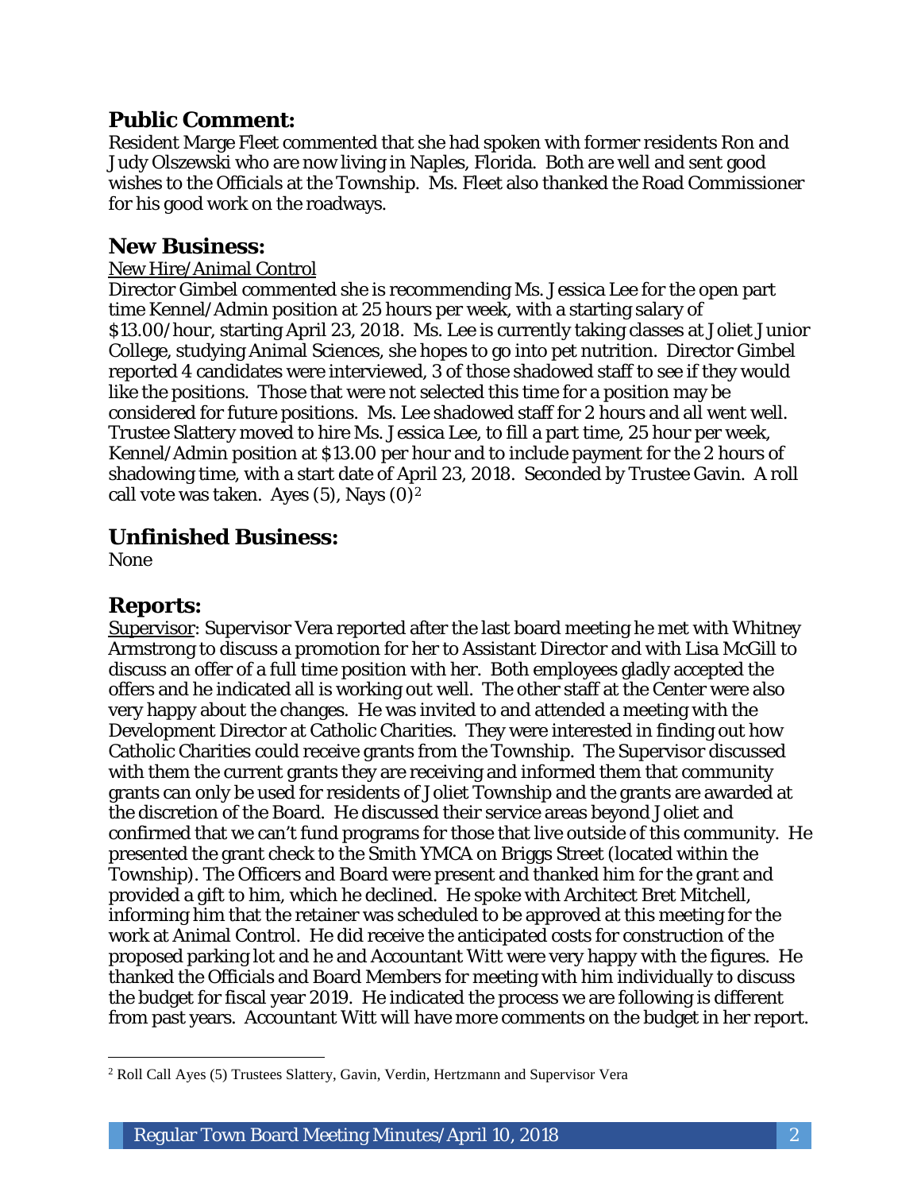## Public Comment:

Resident Marge Fleet commented that she had spoken with former residents Ron and Judy Olszewski who are now living in Naples, Florida. Both are well and sent good wishes to the Officials at the Township. Ms. Fleet also thanked the Road Commissioner for his good work on the roadways.

## New Business:

New Hire/Animal Control

Director Gimbel commented she is recommending Ms. Jessica Lee for the open part time Kennel/Admin position at 25 hours per week, with a starting salary of $13.00/hour, starting April 23, 2018. Ms. Lee is currently taking classes at Joliet Junior College, studying Animal Sciences, she hopes to go into pet nutrition. Director Gimbel reported 4 candidates were interviewed, 3 of those shadowed staff to see if they would like the positions. Those that were not selected this time for a position may be considered for future positions. Ms. Lee shadowed staff for 2 hours and all went well. Trustee Slattery moved to hire Ms. Jessica Lee, to fill a part time, 25 hour per week, Kennel/Admin position at $13.00 per hour and to include payment for the 2 hours of shadowing time, with a start date of April 23, 2018. Seconded by Trustee Gavin. A roll call vote was taken. Ayes (5), Nays (0)[2]

## Unfinished Business:

None

## Reports:

Supervisor: Supervisor Vera reported after the last board meeting he met with Whitney Armstrong to discuss a promotion for her to Assistant Director and with Lisa McGill to discuss an offer of a full time position with her. Both employees gladly accepted the offers and he indicated all is working out well. The other staff at the Center were also very happy about the changes. He was invited to and attended a meeting with the Development Director at Catholic Charities. They were interested in finding out how Catholic Charities could receive grants from the Township. The Supervisor discussed with them the current grants they are receiving and informed them that community grants can only be used for residents of Joliet Township and the grants are awarded at the discretion of the Board. He discussed their service areas beyond Joliet and confirmed that we can't fund programs for those that live outside of this community. He presented the grant check to the Smith YMCA on Briggs Street (located within the Township). The Officers and Board were present and thanked him for the grant and provided a gift to him, which he declined. He spoke with Architect Bret Mitchell, informing him that the retainer was scheduled to be approved at this meeting for the work at Animal Control. He did receive the anticipated costs for construction of the proposed parking lot and he and Accountant Witt were very happy with the figures. He thanked the Officials and Board Members for meeting with him individually to discuss the budget for fiscal year 2019. He indicated the process we are following is different from past years. Accountant Witt will have more comments on the budget in her report.

[2] Roll Call Ayes (5) Trustees Slattery, Gavin, Verdin, Hertzmann and Supervisor Vera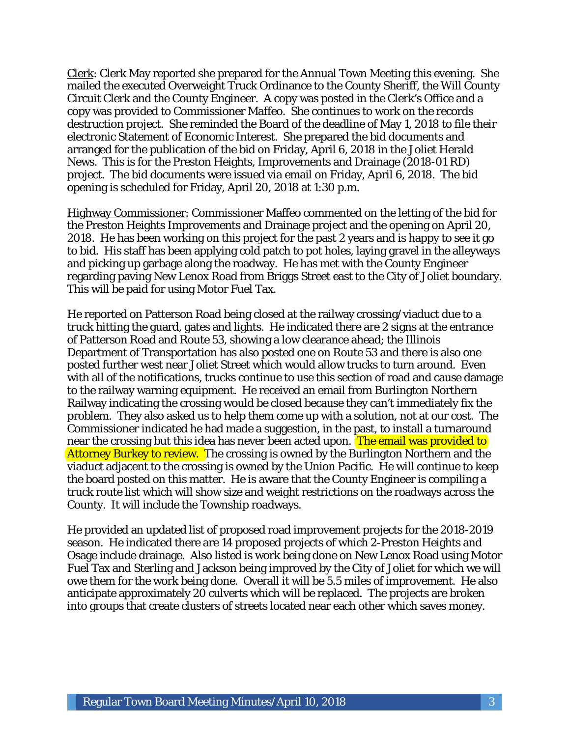Clerk: Clerk May reported she prepared for the Annual Town Meeting this evening. She mailed the executed Overweight Truck Ordinance to the County Sheriff, the Will County Circuit Clerk and the County Engineer. A copy was posted in the Clerk's Office and a copy was provided to Commissioner Maffeo. She continues to work on the records destruction project. She reminded the Board of the deadline of May 1, 2018 to file their electronic Statement of Economic Interest. She prepared the bid documents and arranged for the publication of the bid on Friday, April 6, 2018 in the Joliet Herald News. This is for the Preston Heights, Improvements and Drainage (2018-01 RD) project. The bid documents were issued via email on Friday, April 6, 2018. The bid opening is scheduled for Friday, April 20, 2018 at 1:30 p.m.

Highway Commissioner: Commissioner Maffeo commented on the letting of the bid for the Preston Heights Improvements and Drainage project and the opening on April 20, 2018. He has been working on this project for the past 2 years and is happy to see it go to bid. His staff has been applying cold patch to pot holes, laying gravel in the alleyways and picking up garbage along the roadway. He has met with the County Engineer regarding paving New Lenox Road from Briggs Street east to the City of Joliet boundary. This will be paid for using Motor Fuel Tax.

He reported on Patterson Road being closed at the railway crossing/viaduct due to a truck hitting the guard, gates and lights. He indicated there are 2 signs at the entrance of Patterson Road and Route 53, showing a low clearance ahead; the Illinois Department of Transportation has also posted one on Route 53 and there is also one posted further west near Joliet Street which would allow trucks to turn around. Even with all of the notifications, trucks continue to use this section of road and cause damage to the railway warning equipment. He received an email from Burlington Northern Railway indicating the crossing would be closed because they can't immediately fix the problem. They also asked us to help them come up with a solution, not at our cost. The Commissioner indicated he had made a suggestion, in the past, to install a turnaround near the crossing but this idea has never been acted upon. The email was provided to Attorney Burkey to review. The crossing is owned by the Burlington Northern and the viaduct adjacent to the crossing is owned by the Union Pacific. He will continue to keep the board posted on this matter. He is aware that the County Engineer is compiling a truck route list which will show size and weight restrictions on the roadways across the County. It will include the Township roadways.

He provided an updated list of proposed road improvement projects for the 2018-2019 season. He indicated there are 14 proposed projects of which 2-Preston Heights and Osage include drainage. Also listed is work being done on New Lenox Road using Motor Fuel Tax and Sterling and Jackson being improved by the City of Joliet for which we will owe them for the work being done. Overall it will be 5.5 miles of improvement. He also anticipate approximately 20 culverts which will be replaced. The projects are broken into groups that create clusters of streets located near each other which saves money.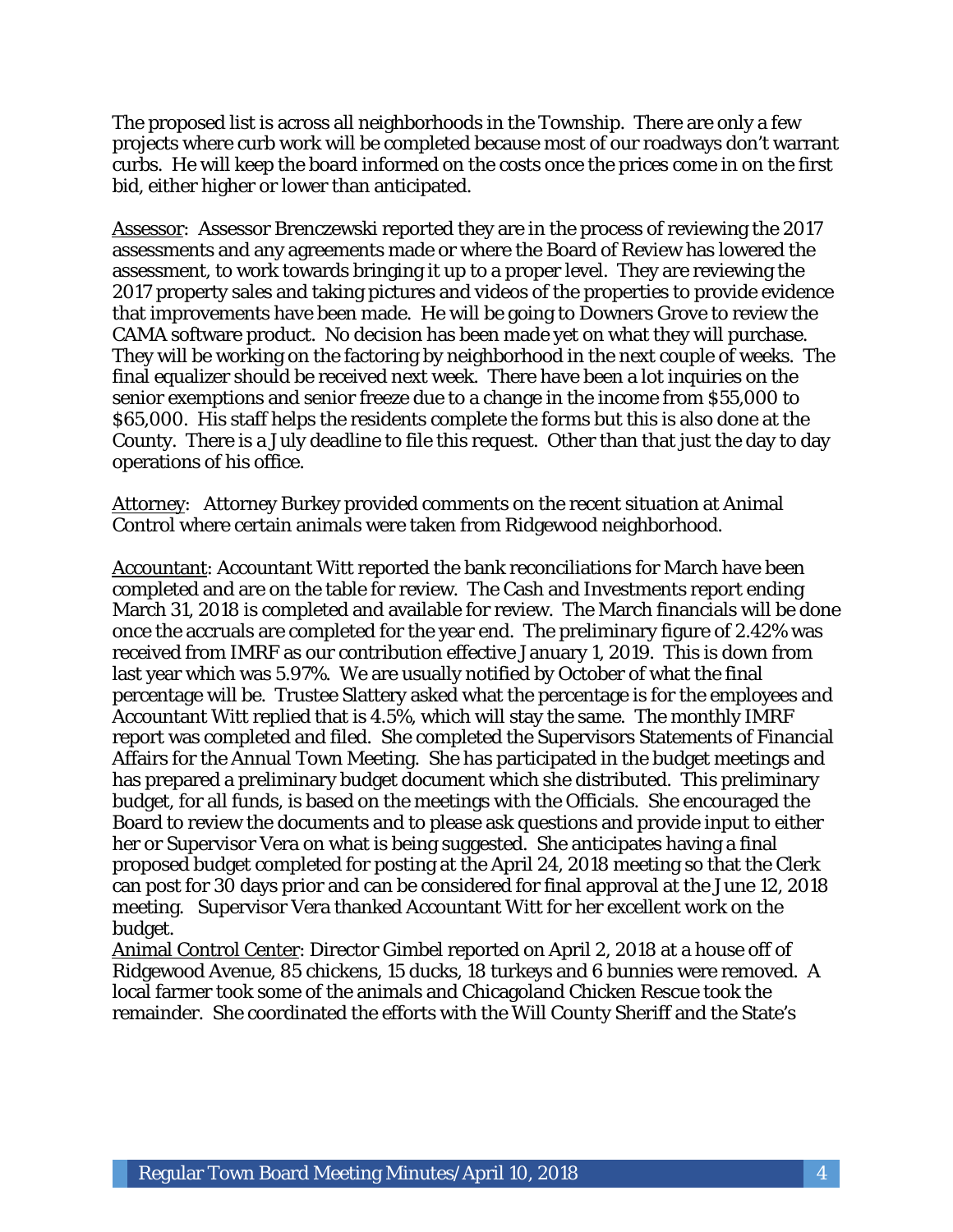The proposed list is across all neighborhoods in the Township. There are only a few projects where curb work will be completed because most of our roadways don't warrant curbs. He will keep the board informed on the costs once the prices come in on the first bid, either higher or lower than anticipated.

Assessor: Assessor Brenczewski reported they are in the process of reviewing the 2017 assessments and any agreements made or where the Board of Review has lowered the assessment, to work towards bringing it up to a proper level. They are reviewing the 2017 property sales and taking pictures and videos of the properties to provide evidence that improvements have been made. He will be going to Downers Grove to review the CAMA software product. No decision has been made yet on what they will purchase. They will be working on the factoring by neighborhood in the next couple of weeks. The final equalizer should be received next week. There have been a lot inquiries on the senior exemptions and senior freeze due to a change in the income from $55,000 to $65,000. His staff helps the residents complete the forms but this is also done at the County. There is a July deadline to file this request. Other than that just the day to day operations of his office.

Attorney: Attorney Burkey provided comments on the recent situation at Animal Control where certain animals were taken from Ridgewood neighborhood.

Accountant: Accountant Witt reported the bank reconciliations for March have been completed and are on the table for review. The Cash and Investments report ending March 31, 2018 is completed and available for review. The March financials will be done once the accruals are completed for the year end. The preliminary figure of 2.42% was received from IMRF as our contribution effective January 1, 2019. This is down from last year which was 5.97%. We are usually notified by October of what the final percentage will be. Trustee Slattery asked what the percentage is for the employees and Accountant Witt replied that is 4.5%, which will stay the same. The monthly IMRF report was completed and filed. She completed the Supervisors Statements of Financial Affairs for the Annual Town Meeting. She has participated in the budget meetings and has prepared a preliminary budget document which she distributed. This preliminary budget, for all funds, is based on the meetings with the Officials. She encouraged the Board to review the documents and to please ask questions and provide input to either her or Supervisor Vera on what is being suggested. She anticipates having a final proposed budget completed for posting at the April 24, 2018 meeting so that the Clerk can post for 30 days prior and can be considered for final approval at the June 12, 2018 meeting. Supervisor Vera thanked Accountant Witt for her excellent work on the budget.

Animal Control Center: Director Gimbel reported on April 2, 2018 at a house off of Ridgewood Avenue, 85 chickens, 15 ducks, 18 turkeys and 6 bunnies were removed. A local farmer took some of the animals and Chicagoland Chicken Rescue took the remainder. She coordinated the efforts with the Will County Sheriff and the State's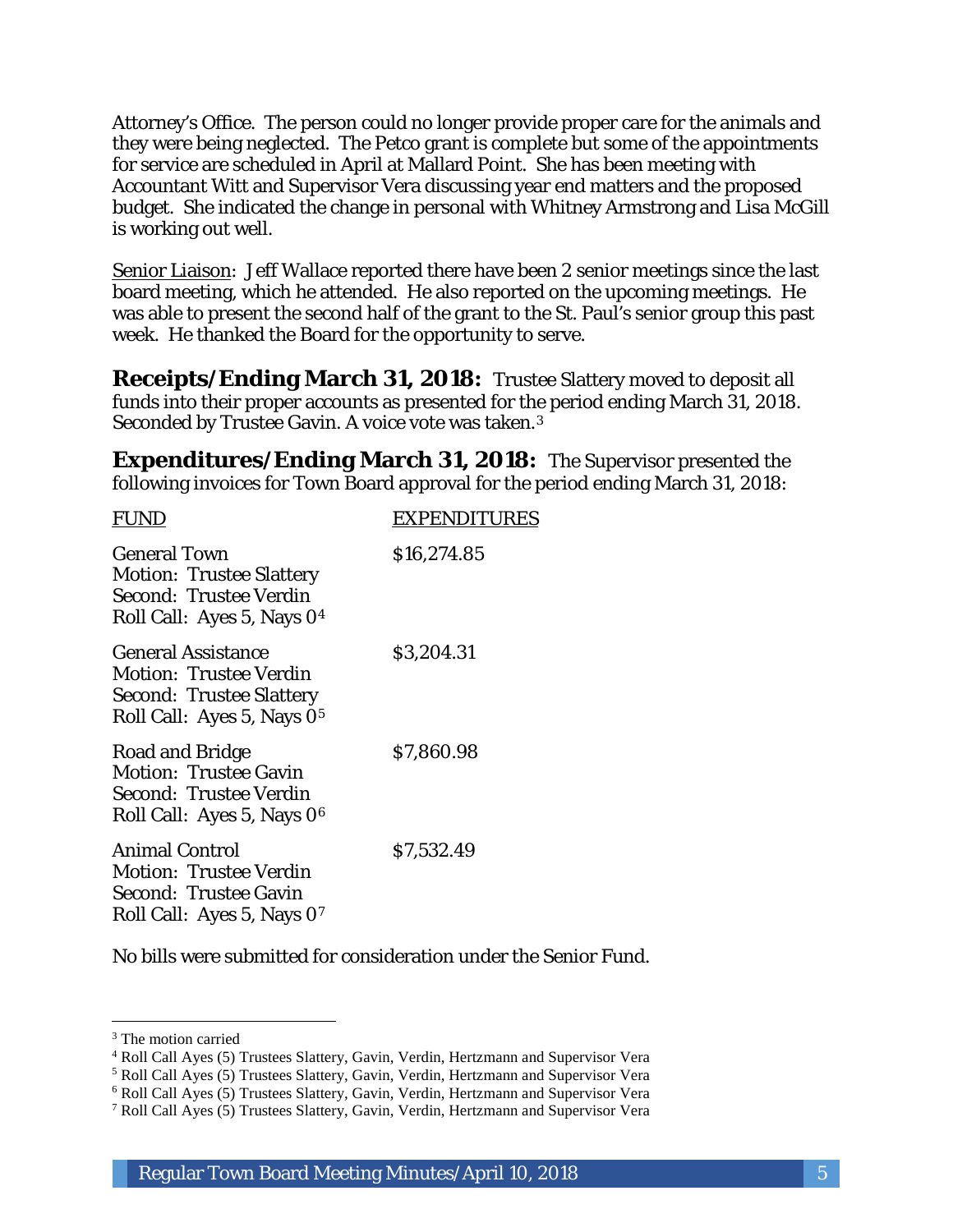Attorney's Office. The person could no longer provide proper care for the animals and they were being neglected. The Petco grant is complete but some of the appointments for service are scheduled in April at Mallard Point. She has been meeting with Accountant Witt and Supervisor Vera discussing year end matters and the proposed budget. She indicated the change in personal with Whitney Armstrong and Lisa McGill is working out well.

<u>Senior Liaison</u>: Jeff Wallace reported there have been 2 senior meetings since the last board meeting, which he attended. He also reported on the upcoming meetings. He was able to present the second half of the grant to the St. Paul's senior group this past week. He thanked the Board for the opportunity to serve.

**Receipts/Ending March 31, 2018:** Trustee Slattery moved to deposit all funds into their proper accounts as presented for the period ending March 31, 2018. Seconded by Trustee Gavin. A voice vote was taken.[3]

**Expenditures/Ending March 31, 2018:** The Supervisor presented the following invoices for Town Board approval for the period ending March 31, 2018:

| FUND | EXPENDITURES |
|---|---|
| General Town<br>Motion: Trustee Slattery<br>Second: Trustee Verdin<br>Roll Call: Ayes 5, Nays 0[4] | $16,274.85 |
| General Assistance<br>Motion: Trustee Verdin<br>Second: Trustee Slattery<br>Roll Call: Ayes 5, Nays 0[5] | $3,204.31 |
| Road and Bridge<br>Motion: Trustee Gavin<br>Second: Trustee Verdin<br>Roll Call: Ayes 5, Nays 0[6] | $7,860.98 |
| Animal Control<br>Motion: Trustee Verdin<br>Second: Trustee Gavin<br>Roll Call: Ayes 5, Nays 0[7] | $7,532.49 |

No bills were submitted for consideration under the Senior Fund.

---

[3] The motion carried

[4] Roll Call Ayes (5) Trustees Slattery, Gavin, Verdin, Hertzmann and Supervisor Vera

[5] Roll Call Ayes (5) Trustees Slattery, Gavin, Verdin, Hertzmann and Supervisor Vera

[6] Roll Call Ayes (5) Trustees Slattery, Gavin, Verdin, Hertzmann and Supervisor Vera

[7] Roll Call Ayes (5) Trustees Slattery, Gavin, Verdin, Hertzmann and Supervisor Vera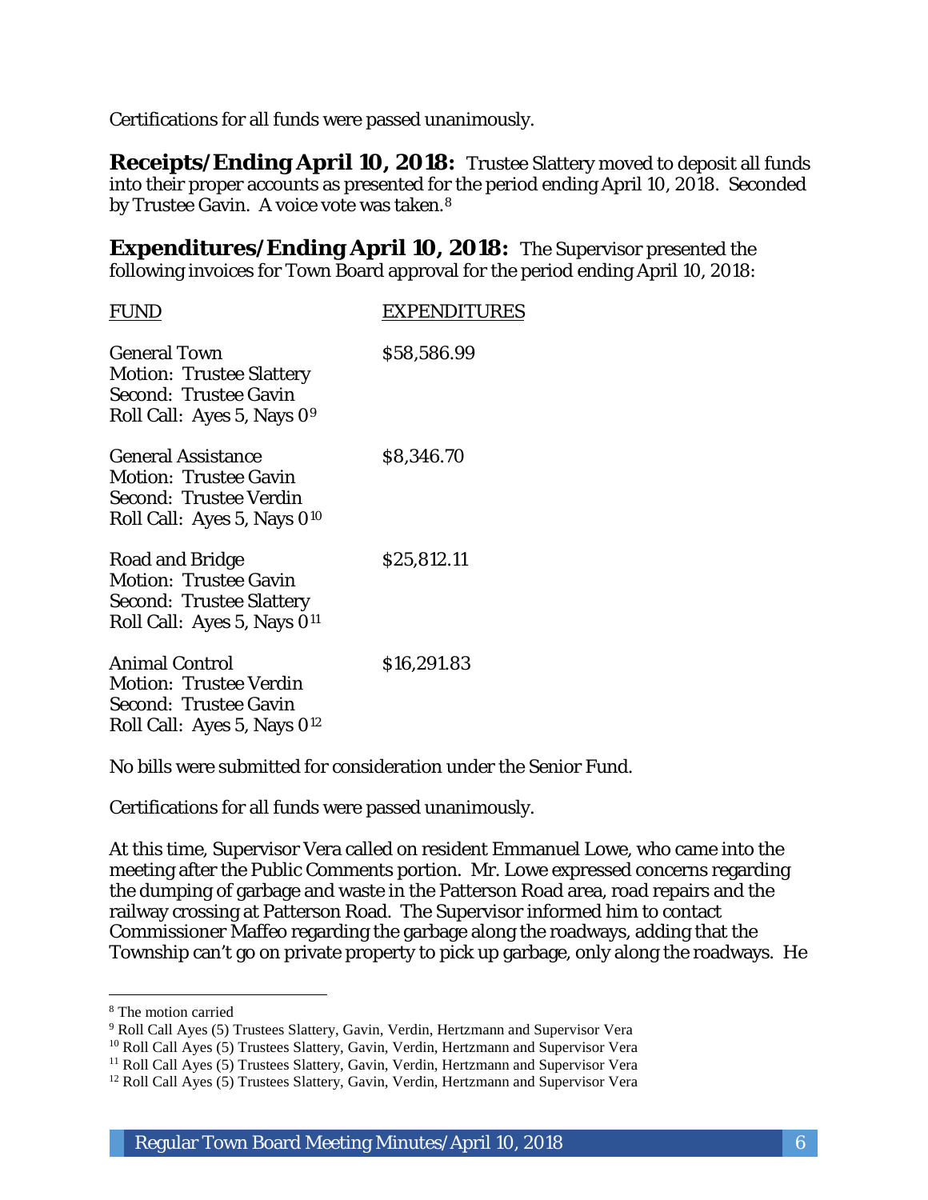Certifications for all funds were passed unanimously.

**Receipts/Ending April 10, 2018:** Trustee Slattery moved to deposit all funds into their proper accounts as presented for the period ending April 10, 2018. Seconded by Trustee Gavin. A voice vote was taken.[8]

**Expenditures/Ending April 10, 2018:** The Supervisor presented the following invoices for Town Board approval for the period ending April 10, 2018:

| FUND | EXPENDITURES |
| --- | --- |
| General Town<br>Motion: Trustee Slattery<br>Second: Trustee Gavin<br>Roll Call: Ayes 5, Nays 0[9] | $58,586.99 |
| General Assistance<br>Motion: Trustee Gavin<br>Second: Trustee Verdin<br>Roll Call: Ayes 5, Nays 0[10] | $8,346.70 |
| Road and Bridge<br>Motion: Trustee Gavin<br>Second: Trustee Slattery<br>Roll Call: Ayes 5, Nays 0[11] | $25,812.11 |
| Animal Control<br>Motion: Trustee Verdin<br>Second: Trustee Gavin<br>Roll Call: Ayes 5, Nays 0[12] | $16,291.83 |

No bills were submitted for consideration under the Senior Fund.

Certifications for all funds were passed unanimously.

At this time, Supervisor Vera called on resident Emmanuel Lowe, who came into the meeting after the Public Comments portion. Mr. Lowe expressed concerns regarding the dumping of garbage and waste in the Patterson Road area, road repairs and the railway crossing at Patterson Road. The Supervisor informed him to contact Commissioner Maffeo regarding the garbage along the roadways, adding that the Township can't go on private property to pick up garbage, only along the roadways. He

---

[8] The motion carried

[9] Roll Call Ayes (5) Trustees Slattery, Gavin, Verdin, Hertzmann and Supervisor Vera

[10] Roll Call Ayes (5) Trustees Slattery, Gavin, Verdin, Hertzmann and Supervisor Vera

[11] Roll Call Ayes (5) Trustees Slattery, Gavin, Verdin, Hertzmann and Supervisor Vera

[12] Roll Call Ayes (5) Trustees Slattery, Gavin, Verdin, Hertzmann and Supervisor Vera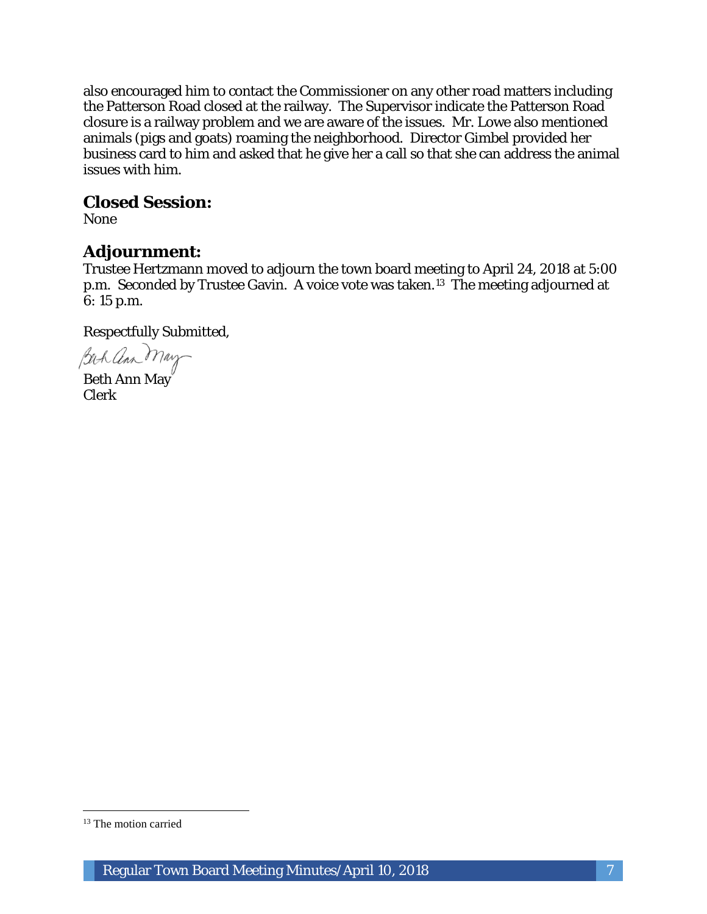also encouraged him to contact the Commissioner on any other road matters including the Patterson Road closed at the railway. The Supervisor indicate the Patterson Road closure is a railway problem and we are aware of the issues. Mr. Lowe also mentioned animals (pigs and goats) roaming the neighborhood. Director Gimbel provided her business card to him and asked that he give her a call so that she can address the animal issues with him.

## Closed Session:

None

## Adjournment:

Trustee Hertzmann moved to adjourn the town board meeting to April 24, 2018 at 5:00 p.m. Seconded by Trustee Gavin. A voice vote was taken.[13] The meeting adjourned at 6: 15 p.m.

Respectfully Submitted,

Beth Ann May
Clerk

[13] The motion carried